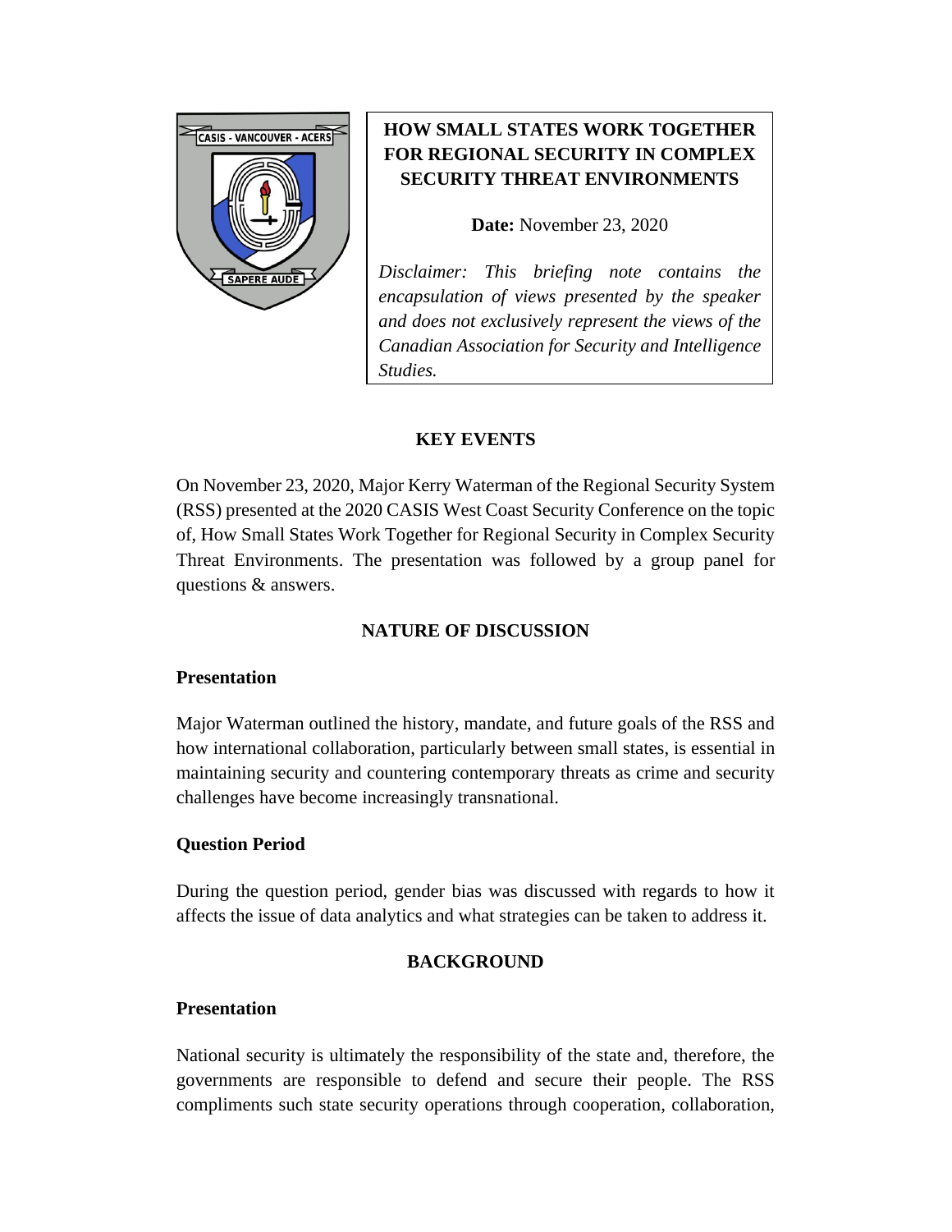# HOW SMALL STATES WORK TOGETHER FOR REGIONAL SECURITY IN COMPLEX SECURITY THREAT ENVIRONMENTS

**Date:** November 23, 2020

*Disclaimer: This briefing note contains the encapsulation of views presented by the speaker and does not exclusively represent the views of the Canadian Association for Security and Intelligence Studies.*

## KEY EVENTS

On November 23, 2020, Major Kerry Waterman of the Regional Security System (RSS) presented at the 2020 CASIS West Coast Security Conference on the topic of, How Small States Work Together for Regional Security in Complex Security Threat Environments. The presentation was followed by a group panel for questions & answers.

## NATURE OF DISCUSSION

### Presentation

Major Waterman outlined the history, mandate, and future goals of the RSS and how international collaboration, particularly between small states, is essential in maintaining security and countering contemporary threats as crime and security challenges have become increasingly transnational.

### Question Period

During the question period, gender bias was discussed with regards to how it affects the issue of data analytics and what strategies can be taken to address it.

## BACKGROUND

### Presentation

National security is ultimately the responsibility of the state and, therefore, the governments are responsible to defend and secure their people. The RSS compliments such state security operations through cooperation, collaboration,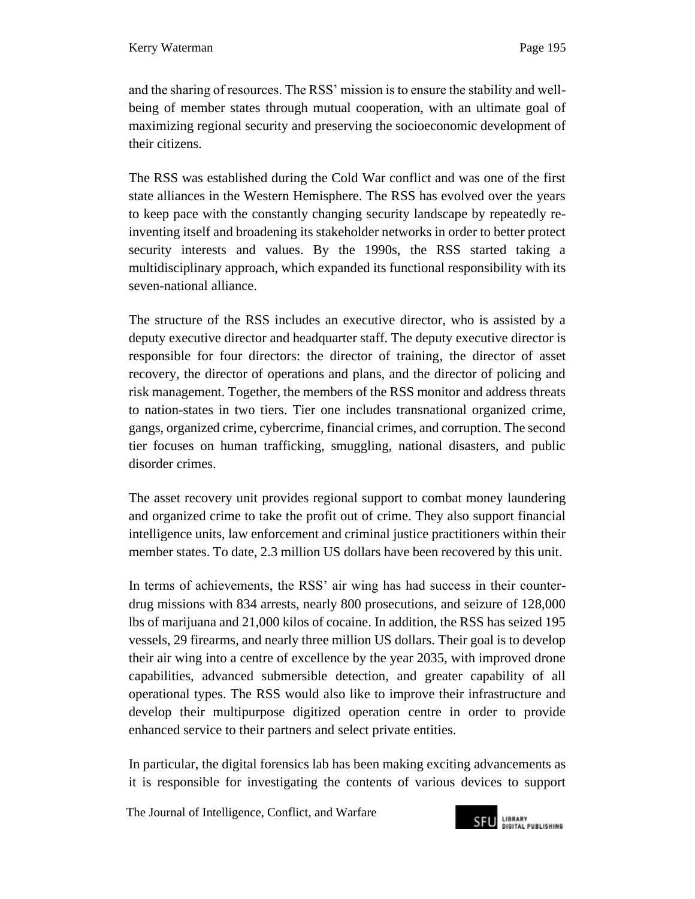and the sharing of resources. The RSS' mission is to ensure the stability and well-being of member states through mutual cooperation, with an ultimate goal of maximizing regional security and preserving the socioeconomic development of their citizens.

The RSS was established during the Cold War conflict and was one of the first state alliances in the Western Hemisphere. The RSS has evolved over the years to keep pace with the constantly changing security landscape by repeatedly re-inventing itself and broadening its stakeholder networks in order to better protect security interests and values. By the 1990s, the RSS started taking a multidisciplinary approach, which expanded its functional responsibility with its seven-national alliance.

The structure of the RSS includes an executive director, who is assisted by a deputy executive director and headquarter staff. The deputy executive director is responsible for four directors: the director of training, the director of asset recovery, the director of operations and plans, and the director of policing and risk management. Together, the members of the RSS monitor and address threats to nation-states in two tiers. Tier one includes transnational organized crime, gangs, organized crime, cybercrime, financial crimes, and corruption. The second tier focuses on human trafficking, smuggling, national disasters, and public disorder crimes.

The asset recovery unit provides regional support to combat money laundering and organized crime to take the profit out of crime. They also support financial intelligence units, law enforcement and criminal justice practitioners within their member states. To date, 2.3 million US dollars have been recovered by this unit.

In terms of achievements, the RSS' air wing has had success in their counter-drug missions with 834 arrests, nearly 800 prosecutions, and seizure of 128,000 lbs of marijuana and 21,000 kilos of cocaine. In addition, the RSS has seized 195 vessels, 29 firearms, and nearly three million US dollars. Their goal is to develop their air wing into a centre of excellence by the year 2035, with improved drone capabilities, advanced submersible detection, and greater capability of all operational types. The RSS would also like to improve their infrastructure and develop their multipurpose digitized operation centre in order to provide enhanced service to their partners and select private entities.

In particular, the digital forensics lab has been making exciting advancements as it is responsible for investigating the contents of various devices to support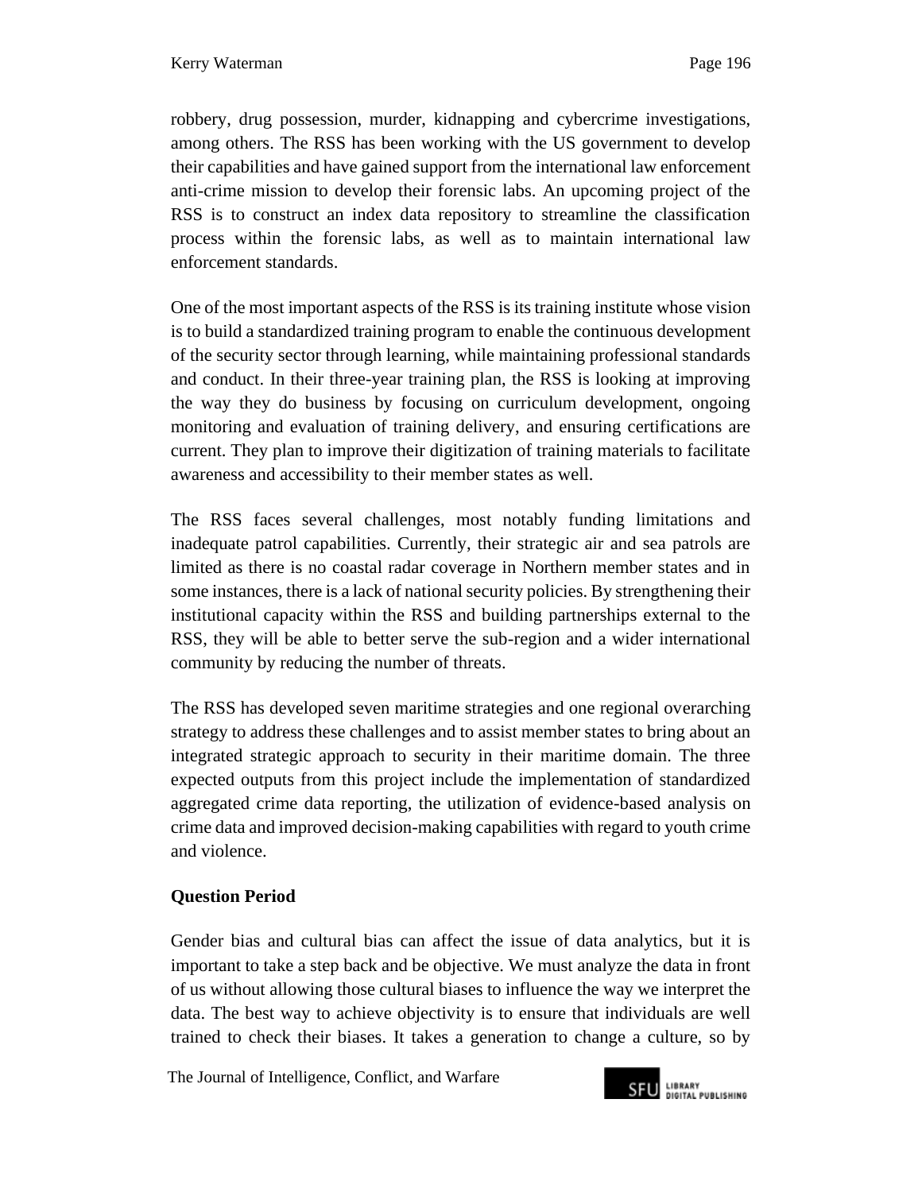robbery, drug possession, murder, kidnapping and cybercrime investigations, among others. The RSS has been working with the US government to develop their capabilities and have gained support from the international law enforcement anti-crime mission to develop their forensic labs. An upcoming project of the RSS is to construct an index data repository to streamline the classification process within the forensic labs, as well as to maintain international law enforcement standards.

One of the most important aspects of the RSS is its training institute whose vision is to build a standardized training program to enable the continuous development of the security sector through learning, while maintaining professional standards and conduct. In their three-year training plan, the RSS is looking at improving the way they do business by focusing on curriculum development, ongoing monitoring and evaluation of training delivery, and ensuring certifications are current. They plan to improve their digitization of training materials to facilitate awareness and accessibility to their member states as well.

The RSS faces several challenges, most notably funding limitations and inadequate patrol capabilities. Currently, their strategic air and sea patrols are limited as there is no coastal radar coverage in Northern member states and in some instances, there is a lack of national security policies. By strengthening their institutional capacity within the RSS and building partnerships external to the RSS, they will be able to better serve the sub-region and a wider international community by reducing the number of threats.

The RSS has developed seven maritime strategies and one regional overarching strategy to address these challenges and to assist member states to bring about an integrated strategic approach to security in their maritime domain. The three expected outputs from this project include the implementation of standardized aggregated crime data reporting, the utilization of evidence-based analysis on crime data and improved decision-making capabilities with regard to youth crime and violence.

**Question Period**

Gender bias and cultural bias can affect the issue of data analytics, but it is important to take a step back and be objective. We must analyze the data in front of us without allowing those cultural biases to influence the way we interpret the data. The best way to achieve objectivity is to ensure that individuals are well trained to check their biases. It takes a generation to change a culture, so by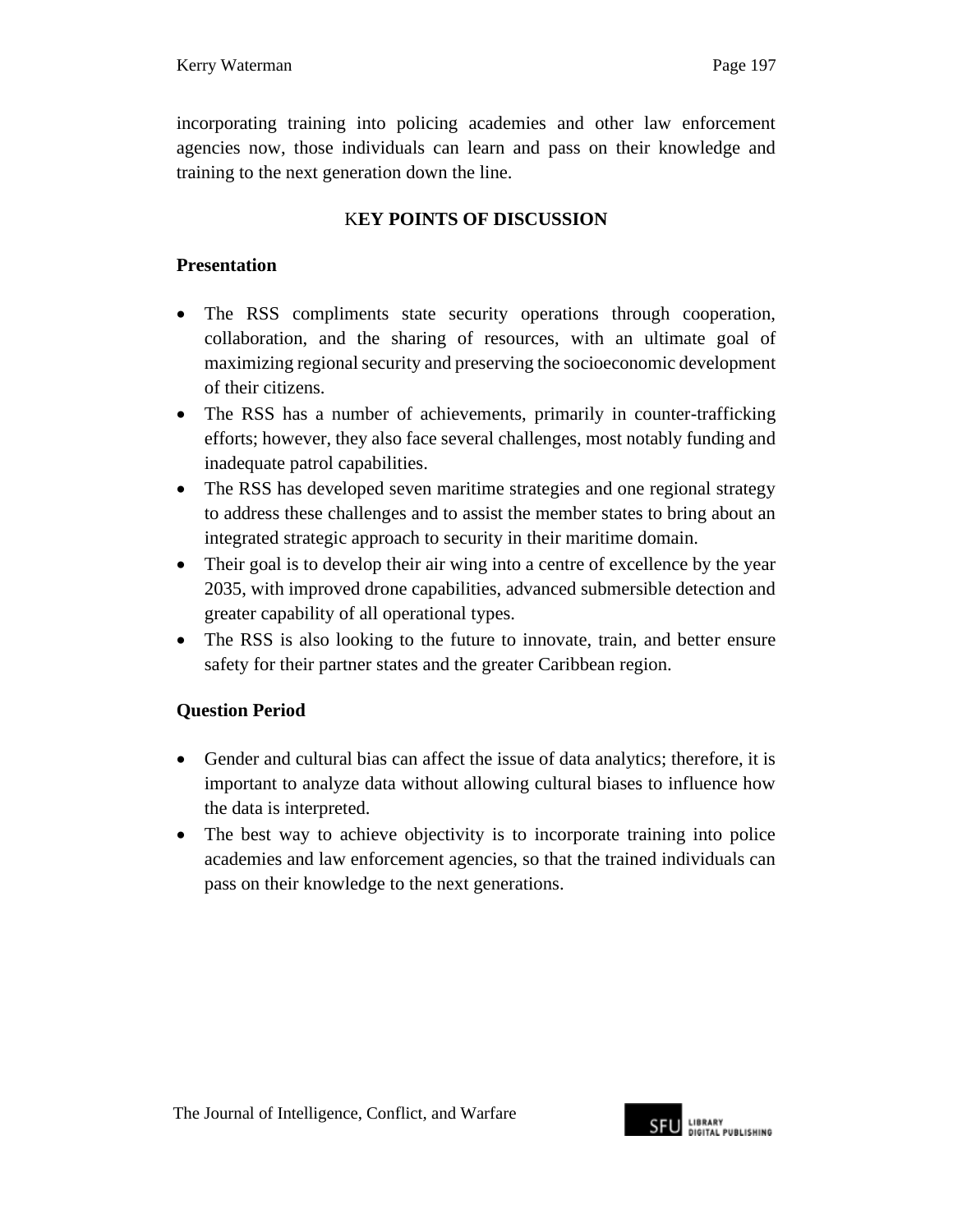incorporating training into policing academies and other law enforcement agencies now, those individuals can learn and pass on their knowledge and training to the next generation down the line.

## KEY POINTS OF DISCUSSION

### Presentation

- The RSS compliments state security operations through cooperation, collaboration, and the sharing of resources, with an ultimate goal of maximizing regional security and preserving the socioeconomic development of their citizens.
- The RSS has a number of achievements, primarily in counter-trafficking efforts; however, they also face several challenges, most notably funding and inadequate patrol capabilities.
- The RSS has developed seven maritime strategies and one regional strategy to address these challenges and to assist the member states to bring about an integrated strategic approach to security in their maritime domain.
- Their goal is to develop their air wing into a centre of excellence by the year 2035, with improved drone capabilities, advanced submersible detection and greater capability of all operational types.
- The RSS is also looking to the future to innovate, train, and better ensure safety for their partner states and the greater Caribbean region.

### Question Period

- Gender and cultural bias can affect the issue of data analytics; therefore, it is important to analyze data without allowing cultural biases to influence how the data is interpreted.
- The best way to achieve objectivity is to incorporate training into police academies and law enforcement agencies, so that the trained individuals can pass on their knowledge to the next generations.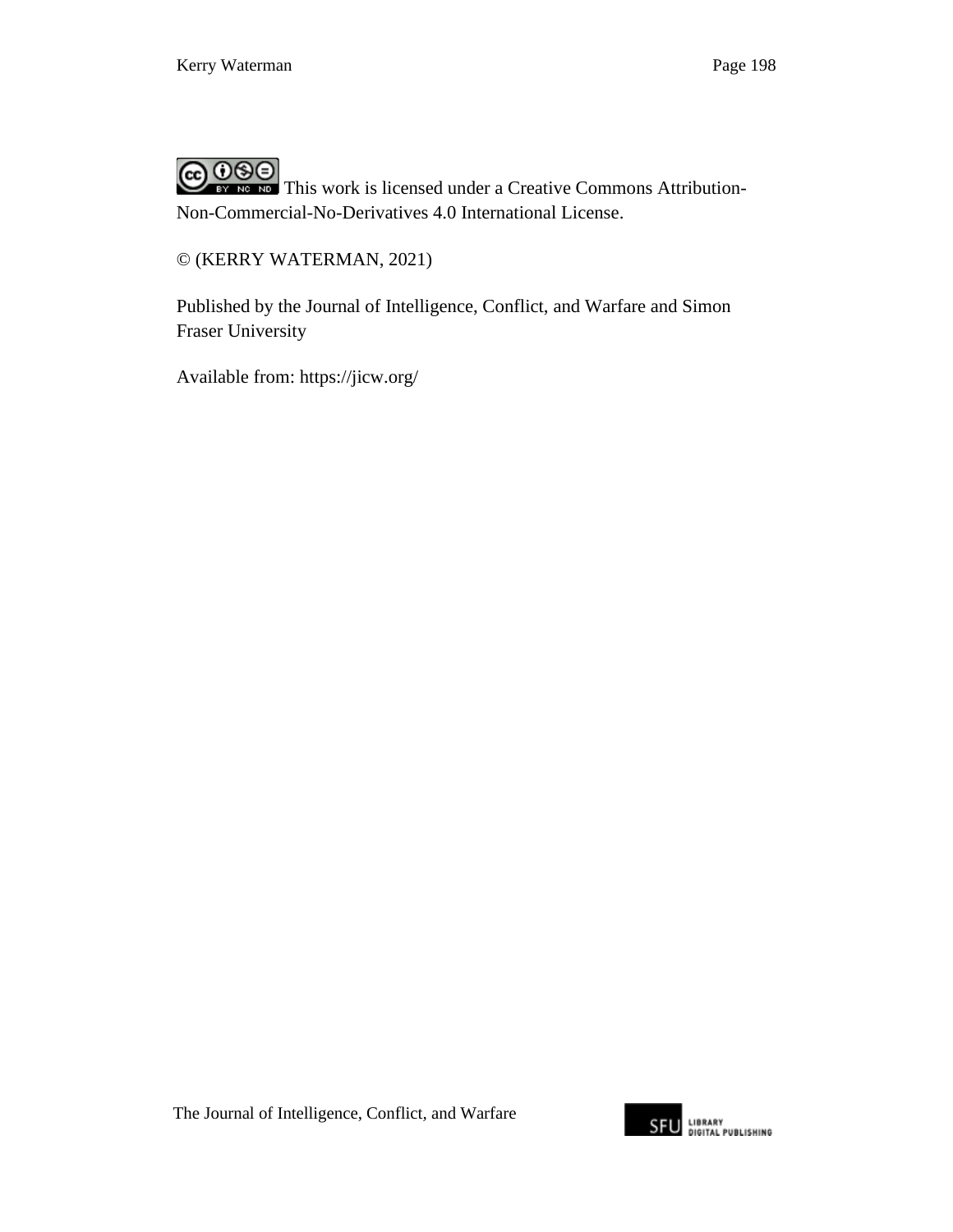This work is licensed under a Creative Commons Attribution-Non-Commercial-No-Derivatives 4.0 International License.

© (KERRY WATERMAN, 2021)

Published by the Journal of Intelligence, Conflict, and Warfare and Simon Fraser University

Available from: https://jicw.org/